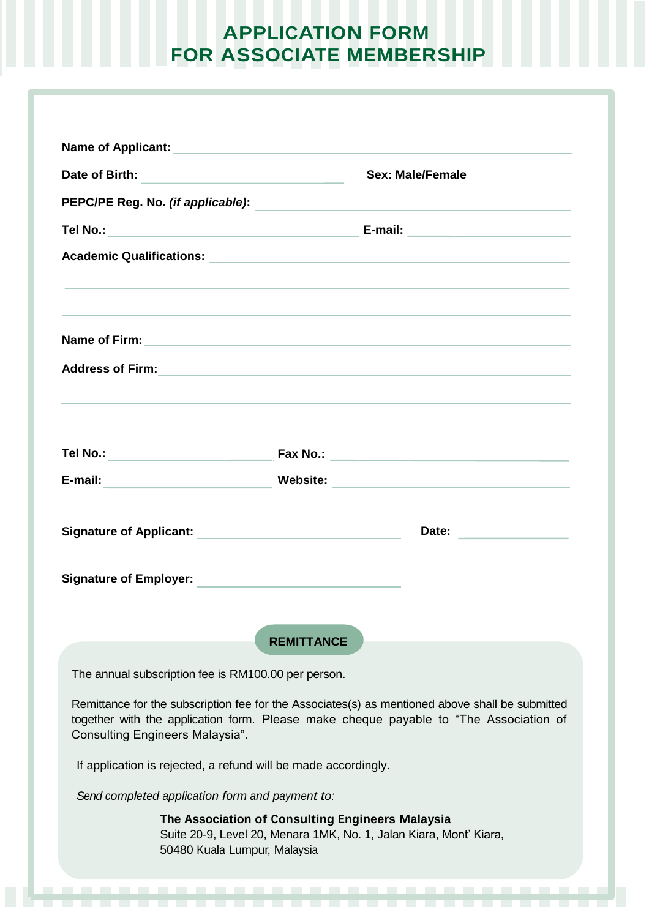# APPLICATION FORM
# FOR ASSOCIATE MEMBERSHIP

**Name of Applicant:** ______________________________

**Date of Birth:** ______________________ **Sex: Male/Female**

**PEPC/PE Reg. No. *(if applicable)*:** ______________________________

**Tel No.:** ______________________ **E-mail:** ______________________

**Academic Qualifications:** ______________________________

______________________________

______________________________

**Name of Firm:** ______________________________

**Address of Firm:** ______________________________

______________________________

______________________________

**Tel No.:** ______________________ **Fax No.:** ______________________

**E-mail:** ______________________ **Website:** ______________________

**Signature of Applicant:** ______________________ **Date:** ______________

**Signature of Employer:** ______________________

## REMITTANCE

The annual subscription fee is RM100.00 per person.

Remittance for the subscription fee for the Associates(s) as mentioned above shall be submitted together with the application form. Please make cheque payable to "The Association of Consulting Engineers Malaysia".

If application is rejected, a refund will be made accordingly.

*Send completed application form and payment to:*

**The Association of Consulting Engineers Malaysia**
Suite 20-9, Level 20, Menara 1MK, No. 1, Jalan Kiara, Mont' Kiara,
50480 Kuala Lumpur, Malaysia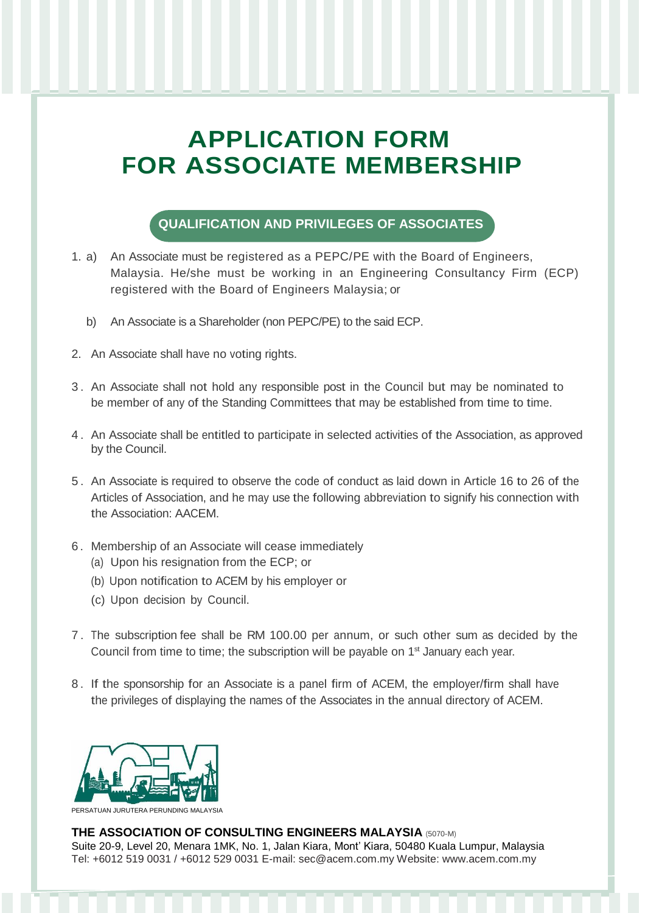# APPLICATION FORM FOR ASSOCIATE MEMBERSHIP

## QUALIFICATION AND PRIVILEGES OF ASSOCIATES

1. a) An Associate must be registered as a PEPC/PE with the Board of Engineers, Malaysia. He/she must be working in an Engineering Consultancy Firm (ECP) registered with the Board of Engineers Malaysia; or

   b) An Associate is a Shareholder (non PEPC/PE) to the said ECP.

2. An Associate shall have no voting rights.

3. An Associate shall not hold any responsible post in the Council but may be nominated to be member of any of the Standing Committees that may be established from time to time.

4. An Associate shall be entitled to participate in selected activities of the Association, as approved by the Council.

5. An Associate is required to observe the code of conduct as laid down in Article 16 to 26 of the Articles of Association, and he may use the following abbreviation to signify his connection with the Association: AACEM.

6. Membership of an Associate will cease immediately
   (a) Upon his resignation from the ECP; or
   (b) Upon notification to ACEM by his employer or
   (c) Upon decision by Council.

7. The subscription fee shall be RM 100.00 per annum, or such other sum as decided by the Council from time to time; the subscription will be payable on 1st January each year.

8. If the sponsorship for an Associate is a panel firm of ACEM, the employer/firm shall have the privileges of displaying the names of the Associates in the annual directory of ACEM.

PERSATUAN JURUTERA PERUNDING MALAYSIA

**THE ASSOCIATION OF CONSULTING ENGINEERS MALAYSIA** (5070-M)
Suite 20-9, Level 20, Menara 1MK, No. 1, Jalan Kiara, Mont' Kiara, 50480 Kuala Lumpur, Malaysia
Tel: +6012 519 0031 / +6012 529 0031 E-mail: sec@acem.com.my Website: www.acem.com.my